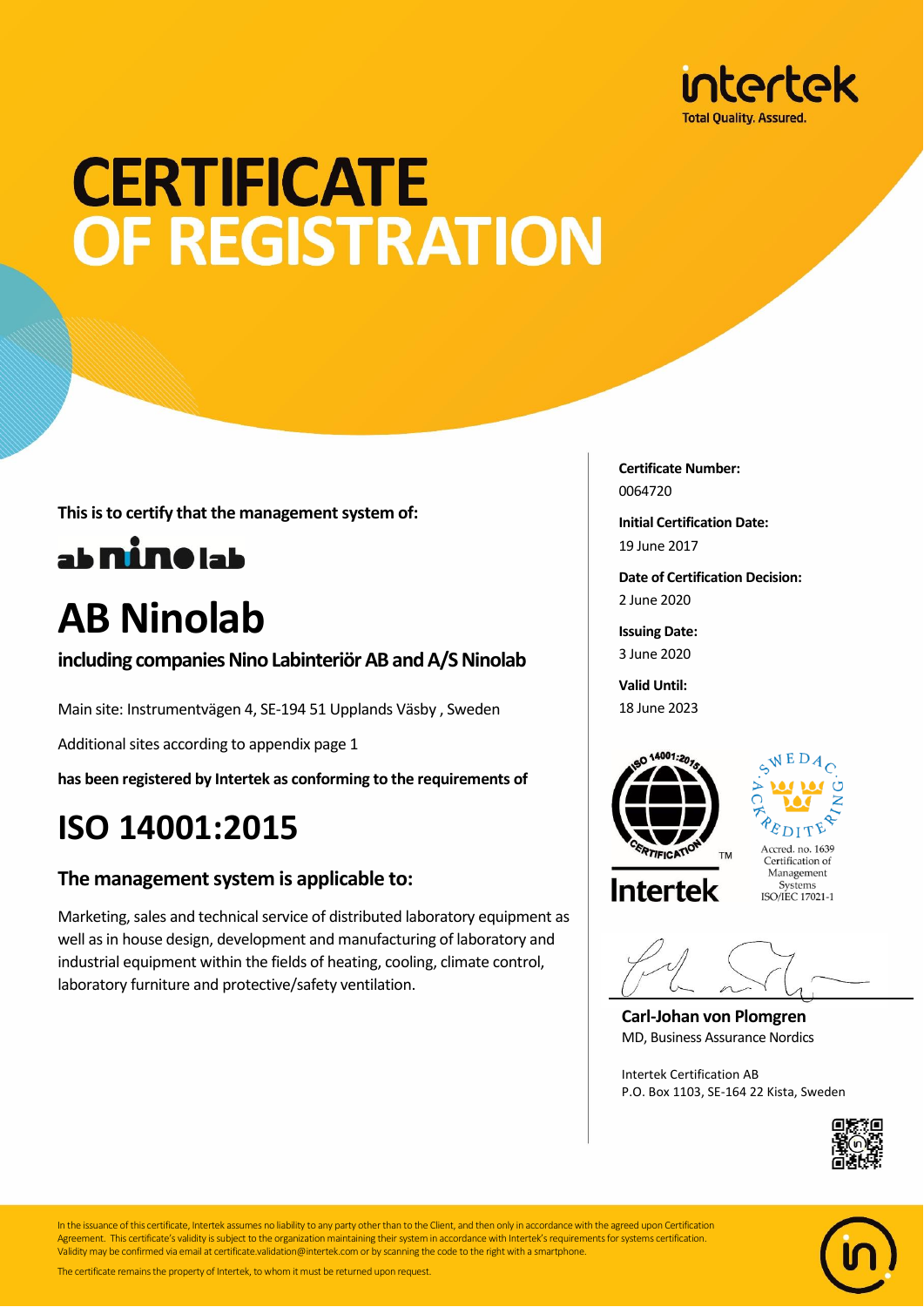intertek
Total Quality. Assured.

# CERTIFICATE OF REGISTRATION

**This is to certify that the management system of:**

ab nino lab

# AB Ninolab

**including companies Nino Labinteriör AB and A/S Ninolab**

Main site: Instrumentvägen 4, SE-194 51 Upplands Väsby , Sweden

Additional sites according to appendix page 1

**has been registered by Intertek as conforming to the requirements of**

# ISO 14001:2015

## The management system is applicable to:

Marketing, sales and technical service of distributed laboratory equipment as well as in house design, development and manufacturing of laboratory and industrial equipment within the fields of heating, cooling, climate control, laboratory furniture and protective/safety ventilation.

**Certificate Number:**
0064720

**Initial Certification Date:**
19 June 2017

**Date of Certification Decision:**
2 June 2020

**Issuing Date:**
3 June 2020

**Valid Until:**
18 June 2023

ISO 14001:2015 CERTIFICATION™ Intertek

SWEDAC ACKREDITERING
Accred. no. 1639
Certification of Management Systems
ISO/IEC 17021-1

**Carl-Johan von Plomgren**
MD, Business Assurance Nordics

Intertek Certification AB
P.O. Box 1103, SE-164 22 Kista, Sweden

In the issuance of this certificate, Intertek assumes no liability to any party other than to the Client, and then only in accordance with the agreed upon Certification Agreement. This certificate's validity is subject to the organization maintaining their system in accordance with Intertek's requirements for systems certification. Validity may be confirmed via email at certificate.validation@intertek.com or by scanning the code to the right with a smartphone.

The certificate remains the property of Intertek, to whom it must be returned upon request.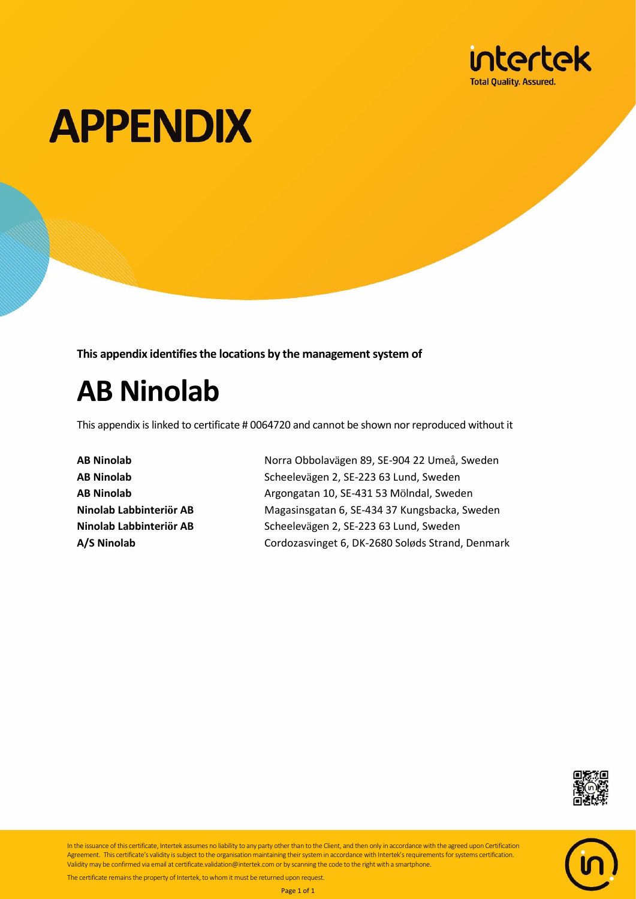# APPENDIX

**This appendix identifies the locations by the management system of**

# AB Ninolab

This appendix is linked to certificate # 0064720 and cannot be shown nor reproduced without it

| | |
|---|---|
| **AB Ninolab** | Norra Obbolavägen 89, SE-904 22 Umeå, Sweden |
| **AB Ninolab** | Scheelevägen 2, SE-223 63 Lund, Sweden |
| **AB Ninolab** | Argongatan 10, SE-431 53 Mölndal, Sweden |
| **Ninolab Labbinteriör AB** | Magasinsgatan 6, SE-434 37 Kungsbacka, Sweden |
| **Ninolab Labbinteriör AB** | Scheelevägen 2, SE-223 63 Lund, Sweden |
| **A/S Ninolab** | Cordozasvinget 6, DK-2680 Soløds Strand, Denmark |

In the issuance of this certificate, Intertek assumes no liability to any party other than to the Client, and then only in accordance with the agreed upon Certification Agreement. This certificate's validity is subject to the organisation maintaining their system in accordance with Intertek's requirements for systems certification. Validity may be confirmed via email at certificate.validation@intertek.com or by scanning the code to the right with a smartphone.

The certificate remains the property of Intertek, to whom it must be returned upon request.